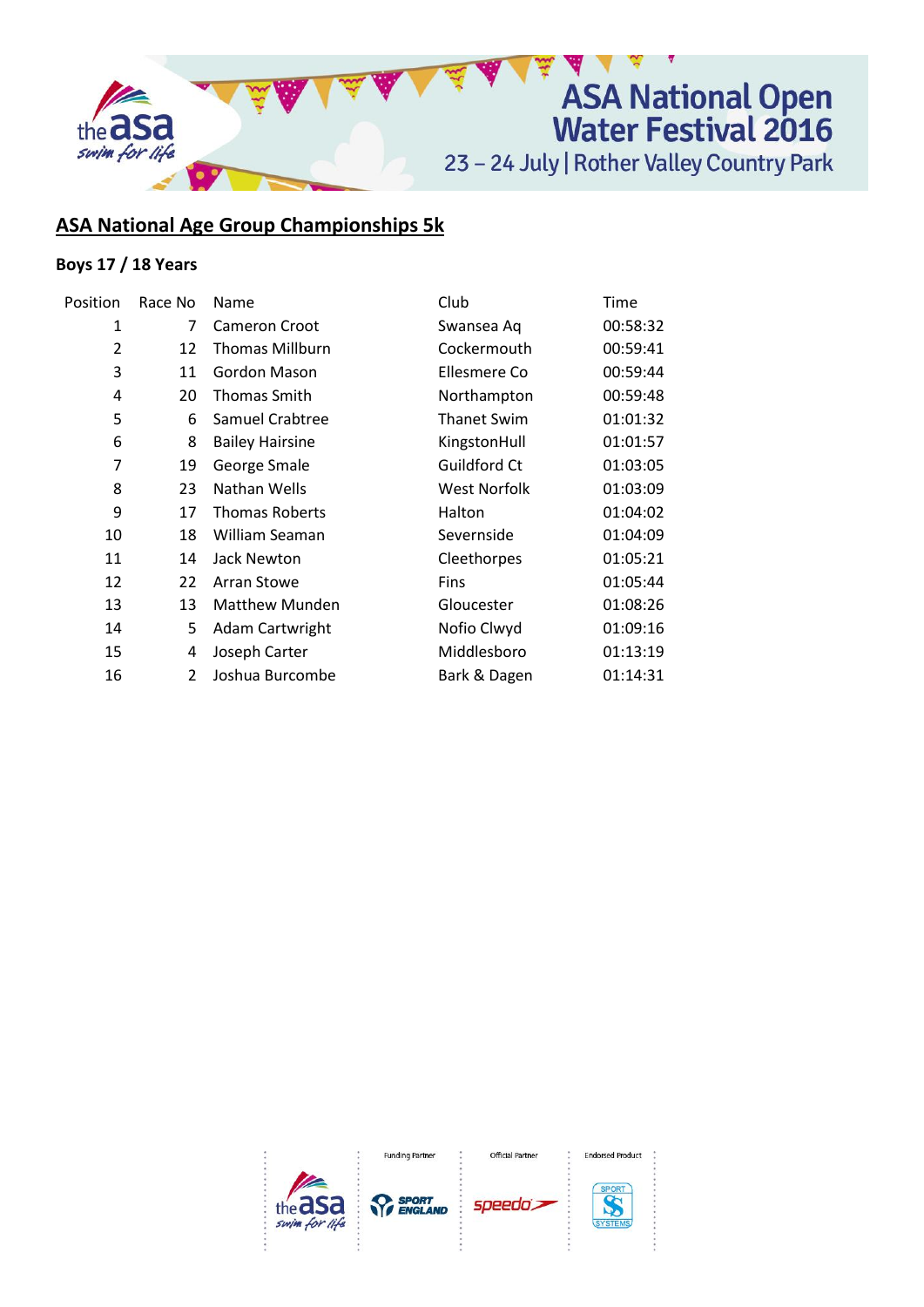ASA National Open Water Festival 2016

23 – 24 July | Rother Valley Country Park

## ASA National Age Group Championships 5k

### Boys 17 / 18 Years

| Position | Race No | Name | Club | Time |
|---|---|---|---|---|
| 1 | 7 | Cameron Croot | Swansea Aq | 00:58:32 |
| 2 | 12 | Thomas Millburn | Cockermouth | 00:59:41 |
| 3 | 11 | Gordon Mason | Ellesmere Co | 00:59:44 |
| 4 | 20 | Thomas Smith | Northampton | 00:59:48 |
| 5 | 6 | Samuel Crabtree | Thanet Swim | 01:01:32 |
| 6 | 8 | Bailey Hairsine | KingstonHull | 01:01:57 |
| 7 | 19 | George Smale | Guildford Ct | 01:03:05 |
| 8 | 23 | Nathan Wells | West Norfolk | 01:03:09 |
| 9 | 17 | Thomas Roberts | Halton | 01:04:02 |
| 10 | 18 | William Seaman | Severnside | 01:04:09 |
| 11 | 14 | Jack Newton | Cleethorpes | 01:05:21 |
| 12 | 22 | Arran Stowe | Fins | 01:05:44 |
| 13 | 13 | Matthew Munden | Gloucester | 01:08:26 |
| 14 | 5 | Adam Cartwright | Nofio Clwyd | 01:09:16 |
| 15 | 4 | Joseph Carter | Middlesboro | 01:13:19 |
| 16 | 2 | Joshua Burcombe | Bark & Dagen | 01:14:31 |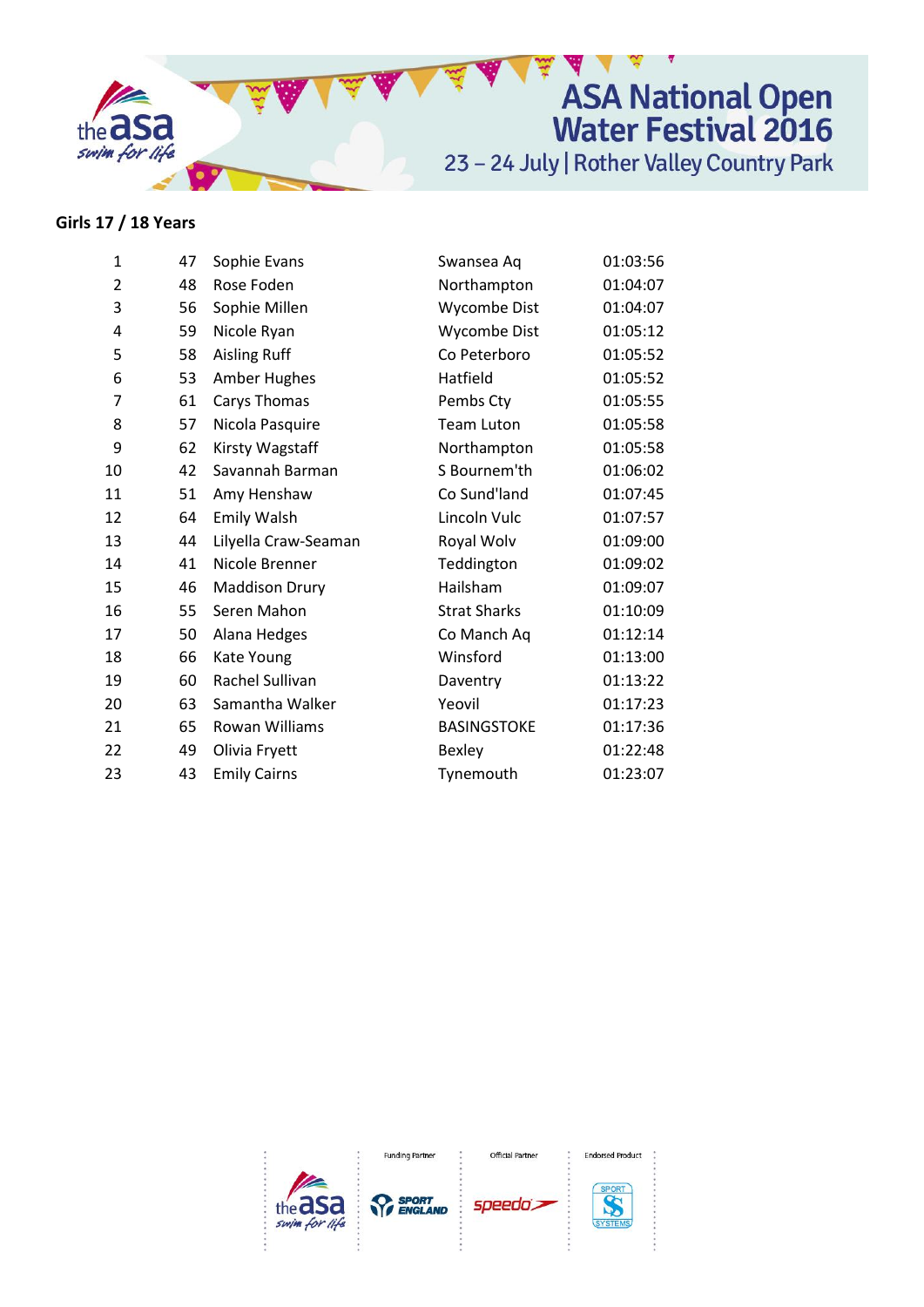## Girls 17 / 18 Years

| | | | | |
|---|---|---|---|---|
| 1 | 47 | Sophie Evans | Swansea Aq | 01:03:56 |
| 2 | 48 | Rose Foden | Northampton | 01:04:07 |
| 3 | 56 | Sophie Millen | Wycombe Dist | 01:04:07 |
| 4 | 59 | Nicole Ryan | Wycombe Dist | 01:05:12 |
| 5 | 58 | Aisling Ruff | Co Peterboro | 01:05:52 |
| 6 | 53 | Amber Hughes | Hatfield | 01:05:52 |
| 7 | 61 | Carys Thomas | Pembs Cty | 01:05:55 |
| 8 | 57 | Nicola Pasquire | Team Luton | 01:05:58 |
| 9 | 62 | Kirsty Wagstaff | Northampton | 01:05:58 |
| 10 | 42 | Savannah Barman | S Bournem'th | 01:06:02 |
| 11 | 51 | Amy Henshaw | Co Sund'land | 01:07:45 |
| 12 | 64 | Emily Walsh | Lincoln Vulc | 01:07:57 |
| 13 | 44 | Lilyella Craw-Seaman | Royal Wolv | 01:09:00 |
| 14 | 41 | Nicole Brenner | Teddington | 01:09:02 |
| 15 | 46 | Maddison Drury | Hailsham | 01:09:07 |
| 16 | 55 | Seren Mahon | Strat Sharks | 01:10:09 |
| 17 | 50 | Alana Hedges | Co Manch Aq | 01:12:14 |
| 18 | 66 | Kate Young | Winsford | 01:13:00 |
| 19 | 60 | Rachel Sullivan | Daventry | 01:13:22 |
| 20 | 63 | Samantha Walker | Yeovil | 01:17:23 |
| 21 | 65 | Rowan Williams | BASINGSTOKE | 01:17:36 |
| 22 | 49 | Olivia Fryett | Bexley | 01:22:48 |
| 23 | 43 | Emily Cairns | Tynemouth | 01:23:07 |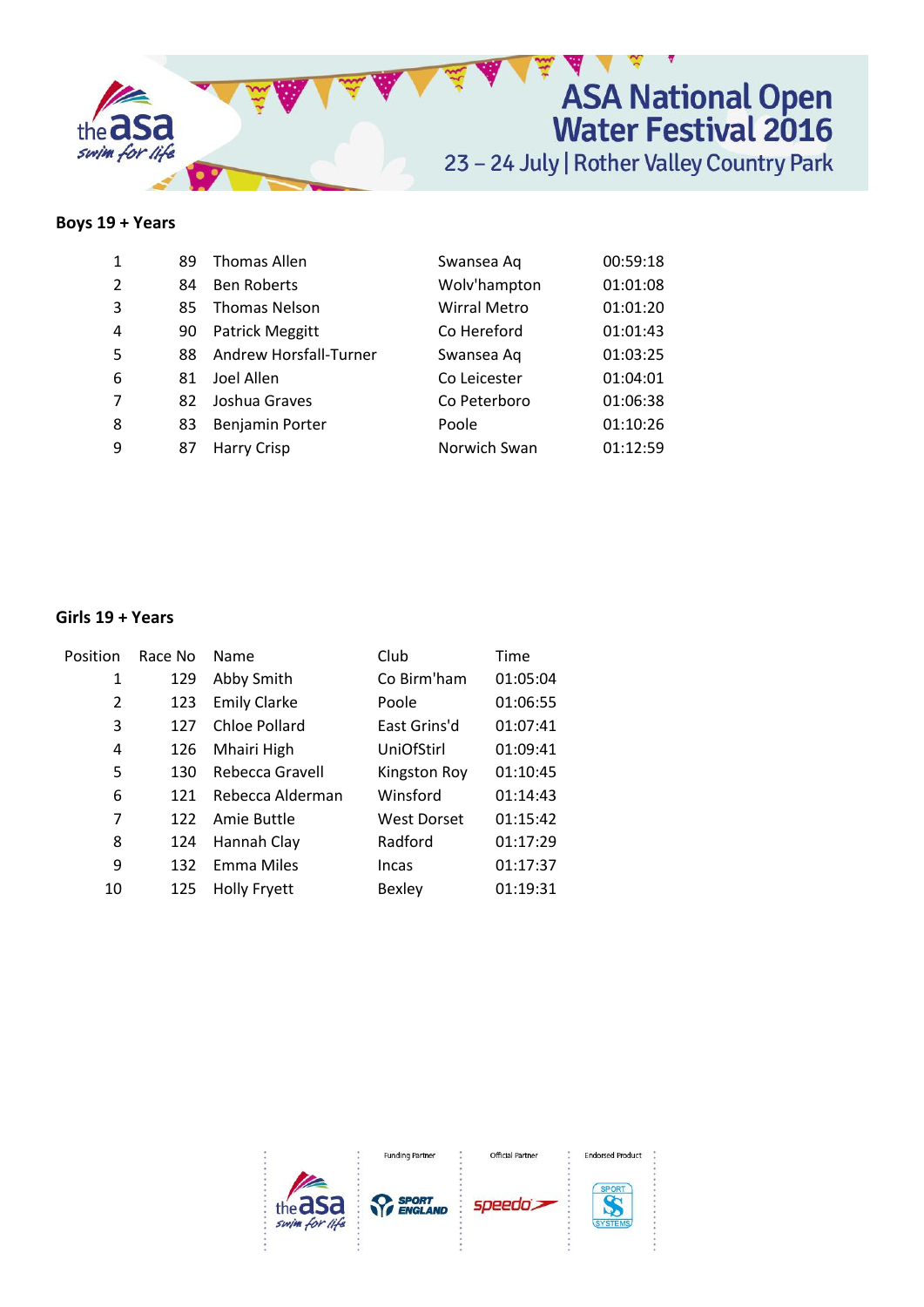ASA National Open Water Festival 2016

23 – 24 July | Rother Valley Country Park

**Boys 19 + Years**

| | | | | |
|---|---|---|---|---|
| 1 | 89 | Thomas Allen | Swansea Aq | 00:59:18 |
| 2 | 84 | Ben Roberts | Wolv'hampton | 01:01:08 |
| 3 | 85 | Thomas Nelson | Wirral Metro | 01:01:20 |
| 4 | 90 | Patrick Meggitt | Co Hereford | 01:01:43 |
| 5 | 88 | Andrew Horsfall-Turner | Swansea Aq | 01:03:25 |
| 6 | 81 | Joel Allen | Co Leicester | 01:04:01 |
| 7 | 82 | Joshua Graves | Co Peterboro | 01:06:38 |
| 8 | 83 | Benjamin Porter | Poole | 01:10:26 |
| 9 | 87 | Harry Crisp | Norwich Swan | 01:12:59 |

**Girls 19 + Years**

| Position | Race No | Name | Club | Time |
|---|---|---|---|---|
| 1 | 129 | Abby Smith | Co Birm'ham | 01:05:04 |
| 2 | 123 | Emily Clarke | Poole | 01:06:55 |
| 3 | 127 | Chloe Pollard | East Grins'd | 01:07:41 |
| 4 | 126 | Mhairi High | UniOfStirl | 01:09:41 |
| 5 | 130 | Rebecca Gravell | Kingston Roy | 01:10:45 |
| 6 | 121 | Rebecca Alderman | Winsford | 01:14:43 |
| 7 | 122 | Amie Buttle | West Dorset | 01:15:42 |
| 8 | 124 | Hannah Clay | Radford | 01:17:29 |
| 9 | 132 | Emma Miles | Incas | 01:17:37 |
| 10 | 125 | Holly Fryett | Bexley | 01:19:31 |

Funding Partner | Official Partner | Endorsed Product